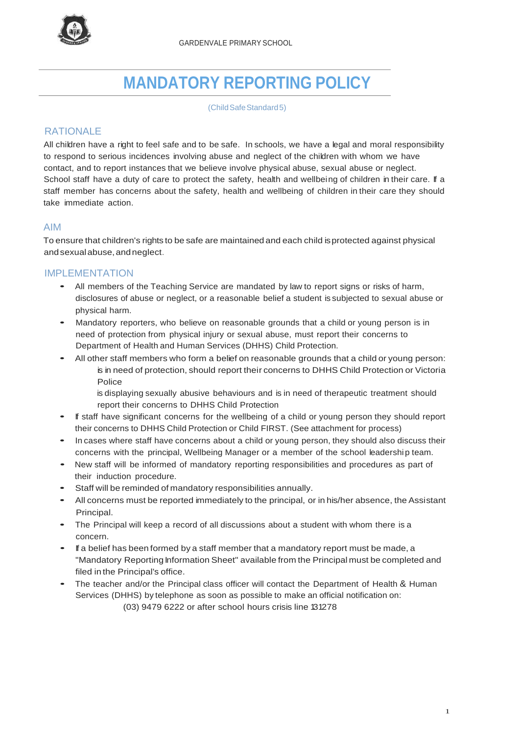GARDENVALE PRIMARY SCHOOL

# MANDATORY REPORTING POLICY

(Child Safe Standard 5)

## RATIONALE

All children have a right to feel safe and to be safe. In schools, we have a legal and moral responsibility to respond to serious incidences involving abuse and neglect of the children with whom we have contact, and to report instances that we believe involve physical abuse, sexual abuse or neglect. School staff have a duty of care to protect the safety, health and wellbeing of children in their care. If a staff member has concerns about the safety, health and wellbeing of children in their care they should take immediate action.

## AIM

To ensure that children's rights to be safe are maintained and each child is protected against physical and sexual abuse, and neglect.

## IMPLEMENTATION

- All members of the Teaching Service are mandated by law to report signs or risks of harm, disclosures of abuse or neglect, or a reasonable belief a student is subjected to sexual abuse or physical harm.
- Mandatory reporters, who believe on reasonable grounds that a child or young person is in need of protection from physical injury or sexual abuse, must report their concerns to Department of Health and Human Services (DHHS) Child Protection.
- All other staff members who form a belief on reasonable grounds that a child or young person:
  - is in need of protection, should report their concerns to DHHS Child Protection or Victoria Police
  - is displaying sexually abusive behaviours and is in need of therapeutic treatment should report their concerns to DHHS Child Protection
- If staff have significant concerns for the wellbeing of a child or young person they should report their concerns to DHHS Child Protection or Child FIRST. (See attachment for process)
- In cases where staff have concerns about a child or young person, they should also discuss their concerns with the principal, Wellbeing Manager or a member of the school leadership team.
- New staff will be informed of mandatory reporting responsibilities and procedures as part of their induction procedure.
- Staff will be reminded of mandatory responsibilities annually.
- All concerns must be reported immediately to the principal, or in his/her absence, the Assistant Principal.
- The Principal will keep a record of all discussions about a student with whom there is a concern.
- If a belief has been formed by a staff member that a mandatory report must be made, a "Mandatory Reporting Information Sheet" available from the Principal must be completed and filed in the Principal's office.
- The teacher and/or the Principal class officer will contact the Department of Health & Human Services (DHHS) by telephone as soon as possible to make an official notification on:

  (03) 9479 6222 or after school hours crisis line 131278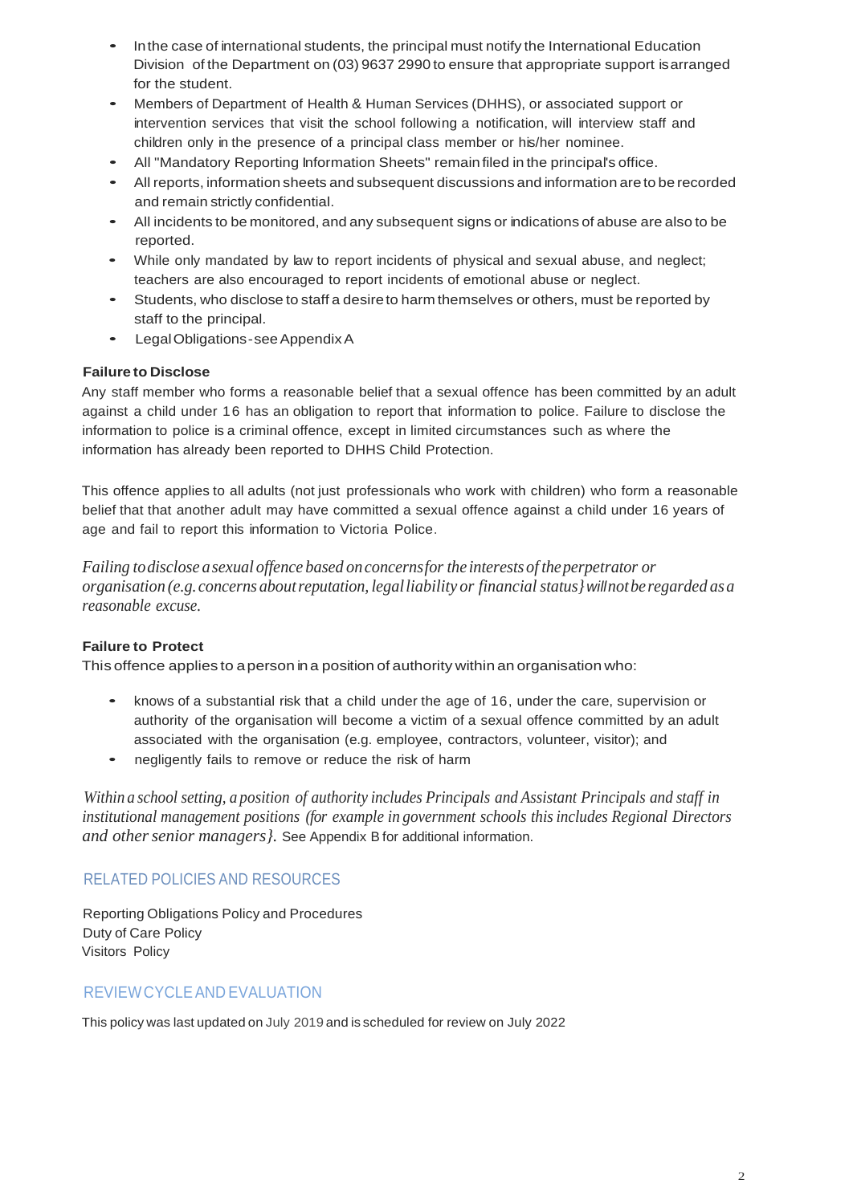- In the case of international students, the principal must notify the International Education Division of the Department on (03) 9637 2990 to ensure that appropriate support is arranged for the student.
- Members of Department of Health & Human Services (DHHS), or associated support or intervention services that visit the school following a notification, will interview staff and children only in the presence of a principal class member or his/her nominee.
- All "Mandatory Reporting Information Sheets" remain filed in the principal's office.
- All reports, information sheets and subsequent discussions and information are to be recorded and remain strictly confidential.
- All incidents to be monitored, and any subsequent signs or indications of abuse are also to be reported.
- While only mandated by law to report incidents of physical and sexual abuse, and neglect; teachers are also encouraged to report incidents of emotional abuse or neglect.
- Students, who disclose to staff a desire to harm themselves or others, must be reported by staff to the principal.
- Legal Obligations - see Appendix A

**Failure to Disclose**

Any staff member who forms a reasonable belief that a sexual offence has been committed by an adult against a child under 16 has an obligation to report that information to police. Failure to disclose the information to police is a criminal offence, except in limited circumstances such as where the information has already been reported to DHHS Child Protection.

This offence applies to all adults (not just professionals who work with children) who form a reasonable belief that that another adult may have committed a sexual offence against a child under 16 years of age and fail to report this information to Victoria Police.

*Failing to disclose a sexual offence based on concerns for the interests of the perpetrator or organisation (e.g. concerns about reputation, legal liability or financial status} will not be regarded as a reasonable excuse.*

**Failure to Protect**

This offence applies to a person in a position of authority within an organisation who:

- knows of a substantial risk that a child under the age of 16, under the care, supervision or authority of the organisation will become a victim of a sexual offence committed by an adult associated with the organisation (e.g. employee, contractors, volunteer, visitor); and
- negligently fails to remove or reduce the risk of harm

*Within a school setting, a position of authority includes Principals and Assistant Principals and staff in institutional management positions (for example in government schools this includes Regional Directors and other senior managers}.* See Appendix B for additional information.

## RELATED POLICIES AND RESOURCES

Reporting Obligations Policy and Procedures
Duty of Care Policy
Visitors Policy

## REVIEW CYCLE AND EVALUATION

This policy was last updated on July 2019 and is scheduled for review on July 2022